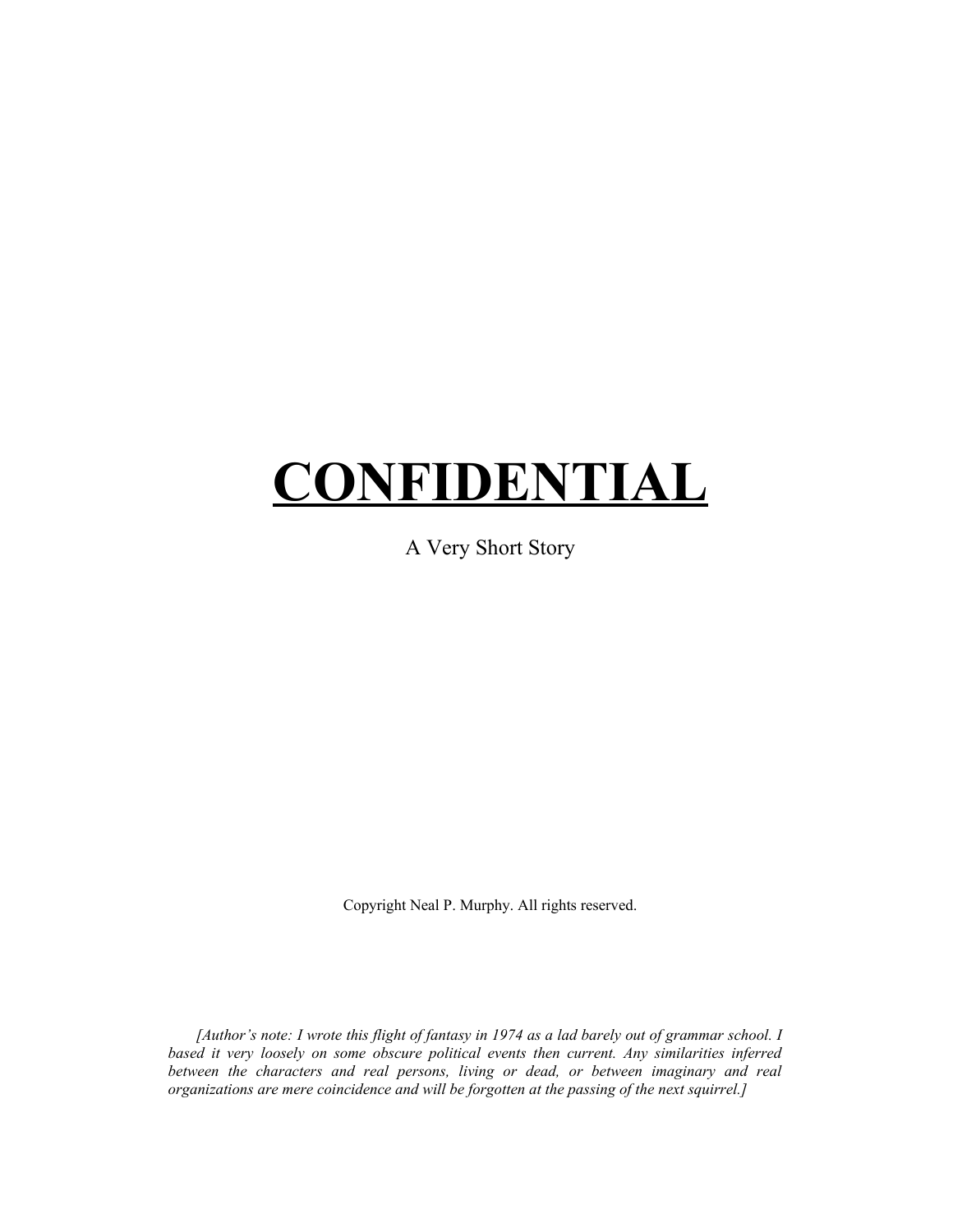# <u>CONFIDENTIAL</u>

A Very Short Story

Copyright Neal P. Murphy. All rights reserved.

*[Author's note: I wrote this flight of fantasy in 1974 as a lad barely out of grammar school. I based it very loosely on some obscure political events then current. Any similarities inferred between the characters and real persons, living or dead, or between imaginary and real organizations are mere coincidence and will be forgotten at the passing of the next squirrel.]*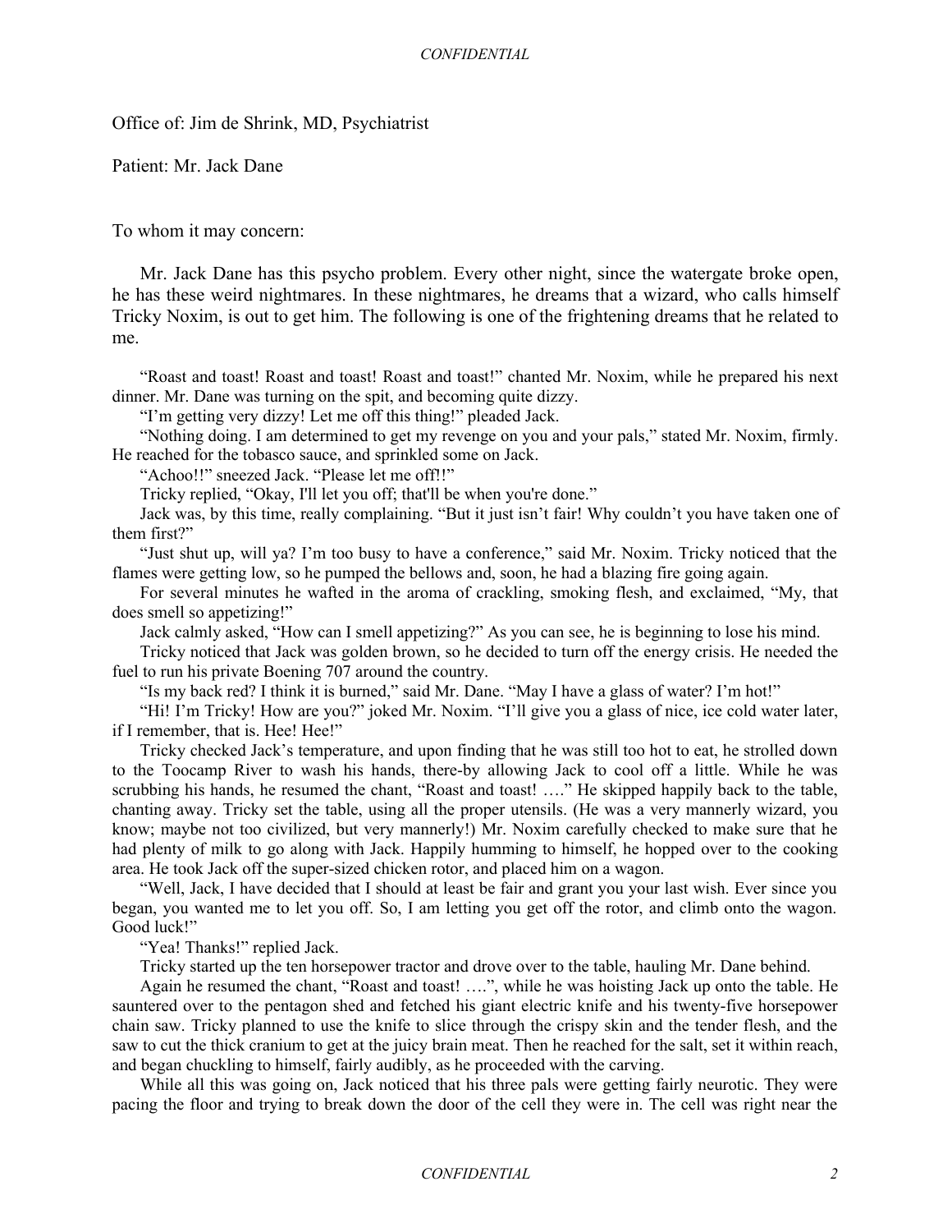Office of: Jim de Shrink, MD, Psychiatrist

Patient: Mr. Jack Dane

To whom it may concern:

Mr. Jack Dane has this psycho problem. Every other night, since the watergate broke open, he has these weird nightmares. In these nightmares, he dreams that a wizard, who calls himself Tricky Noxim, is out to get him. The following is one of the frightening dreams that he related to me.

"Roast and toast! Roast and toast! Roast and toast!" chanted Mr. Noxim, while he prepared his next dinner. Mr. Dane was turning on the spit, and becoming quite dizzy.

"I'm getting very dizzy! Let me off this thing!" pleaded Jack.

"Nothing doing. I am determined to get my revenge on you and your pals," stated Mr. Noxim, firmly. He reached for the tobasco sauce, and sprinkled some on Jack.

"Achoo!!" sneezed Jack. "Please let me off!!"

Tricky replied, "Okay, I'll let you off; that'll be when you're done."

Jack was, by this time, really complaining. "But it just isn't fair! Why couldn't you have taken one of them first?"

"Just shut up, will ya? I'm too busy to have a conference," said Mr. Noxim. Tricky noticed that the flames were getting low, so he pumped the bellows and, soon, he had a blazing fire going again.

For several minutes he wafted in the aroma of crackling, smoking flesh, and exclaimed, "My, that does smell so appetizing!"

Jack calmly asked, "How can I smell appetizing?" As you can see, he is beginning to lose his mind.

Tricky noticed that Jack was golden brown, so he decided to turn off the energy crisis. He needed the fuel to run his private Boening 707 around the country.

"Is my back red? I think it is burned," said Mr. Dane. "May I have a glass of water? I'm hot!"

"Hi! I'm Tricky! How are you?" joked Mr. Noxim. "I'll give you a glass of nice, ice cold water later, if I remember, that is. Hee! Hee!"

Tricky checked Jack's temperature, and upon finding that he was still too hot to eat, he strolled down to the Toocamp River to wash his hands, there-by allowing Jack to cool off a little. While he was scrubbing his hands, he resumed the chant, "Roast and toast! …." He skipped happily back to the table, chanting away. Tricky set the table, using all the proper utensils. (He was a very mannerly wizard, you know; maybe not too civilized, but very mannerly!) Mr. Noxim carefully checked to make sure that he had plenty of milk to go along with Jack. Happily humming to himself, he hopped over to the cooking area. He took Jack off the super-sized chicken rotor, and placed him on a wagon.

"Well, Jack, I have decided that I should at least be fair and grant you your last wish. Ever since you began, you wanted me to let you off. So, I am letting you get off the rotor, and climb onto the wagon. Good luck!"

"Yea! Thanks!" replied Jack.

Tricky started up the ten horsepower tractor and drove over to the table, hauling Mr. Dane behind.

Again he resumed the chant, "Roast and toast! ….", while he was hoisting Jack up onto the table. He sauntered over to the pentagon shed and fetched his giant electric knife and his twenty-five horsepower chain saw. Tricky planned to use the knife to slice through the crispy skin and the tender flesh, and the saw to cut the thick cranium to get at the juicy brain meat. Then he reached for the salt, set it within reach, and began chuckling to himself, fairly audibly, as he proceeded with the carving.

While all this was going on, Jack noticed that his three pals were getting fairly neurotic. They were pacing the floor and trying to break down the door of the cell they were in. The cell was right near the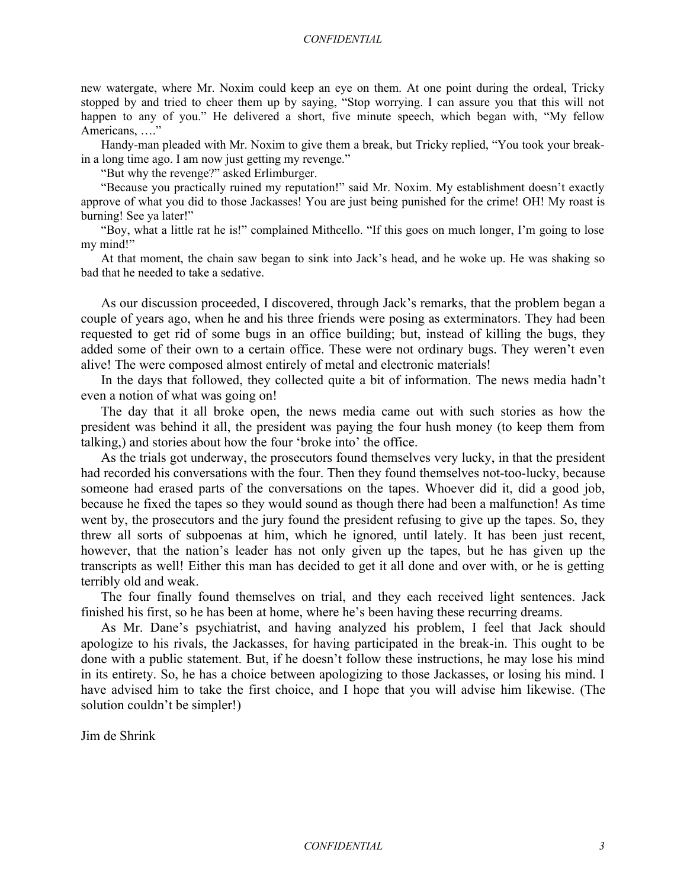new watergate, where Mr. Noxim could keep an eye on them. At one point during the ordeal, Tricky stopped by and tried to cheer them up by saying, "Stop worrying. I can assure you that this will not happen to any of you." He delivered a short, five minute speech, which began with, "My fellow Americans, …."

Handy-man pleaded with Mr. Noxim to give them a break, but Tricky replied, "You took your break-in a long time ago. I am now just getting my revenge."

"But why the revenge?" asked Erlimburger.

"Because you practically ruined my reputation!" said Mr. Noxim. My establishment doesn't exactly approve of what you did to those Jackasses! You are just being punished for the crime! OH! My roast is burning! See ya later!"

"Boy, what a little rat he is!" complained Mithcello. "If this goes on much longer, I'm going to lose my mind!"

At that moment, the chain saw began to sink into Jack's head, and he woke up. He was shaking so bad that he needed to take a sedative.

As our discussion proceeded, I discovered, through Jack's remarks, that the problem began a couple of years ago, when he and his three friends were posing as exterminators. They had been requested to get rid of some bugs in an office building; but, instead of killing the bugs, they added some of their own to a certain office. These were not ordinary bugs. They weren't even alive! The were composed almost entirely of metal and electronic materials!

In the days that followed, they collected quite a bit of information. The news media hadn't even a notion of what was going on!

The day that it all broke open, the news media came out with such stories as how the president was behind it all, the president was paying the four hush money (to keep them from talking,) and stories about how the four 'broke into' the office.

As the trials got underway, the prosecutors found themselves very lucky, in that the president had recorded his conversations with the four. Then they found themselves not-too-lucky, because someone had erased parts of the conversations on the tapes. Whoever did it, did a good job, because he fixed the tapes so they would sound as though there had been a malfunction! As time went by, the prosecutors and the jury found the president refusing to give up the tapes. So, they threw all sorts of subpoenas at him, which he ignored, until lately. It has been just recent, however, that the nation's leader has not only given up the tapes, but he has given up the transcripts as well! Either this man has decided to get it all done and over with, or he is getting terribly old and weak.

The four finally found themselves on trial, and they each received light sentences. Jack finished his first, so he has been at home, where he's been having these recurring dreams.

As Mr. Dane's psychiatrist, and having analyzed his problem, I feel that Jack should apologize to his rivals, the Jackasses, for having participated in the break-in. This ought to be done with a public statement. But, if he doesn't follow these instructions, he may lose his mind in its entirety. So, he has a choice between apologizing to those Jackasses, or losing his mind. I have advised him to take the first choice, and I hope that you will advise him likewise. (The solution couldn't be simpler!)

Jim de Shrink